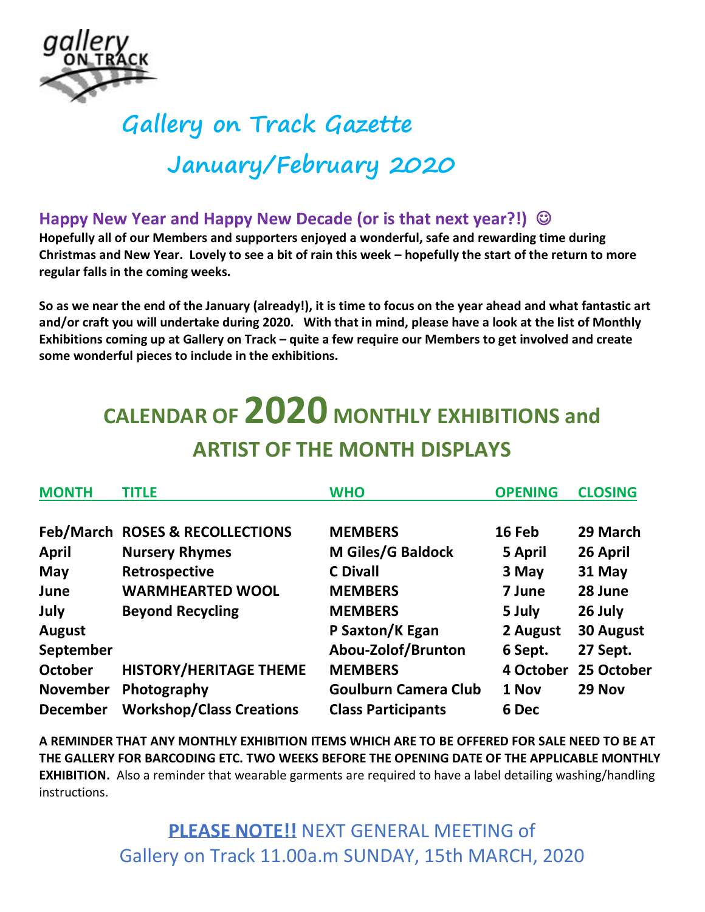# Gallery on Track Gazette

## January/February 2020

### Happy New Year and Happy New Decade (or is that next year?!) ☺

**Hopefully all of our Members and supporters enjoyed a wonderful, safe and rewarding time during Christmas and New Year. Lovely to see a bit of rain this week – hopefully the start of the return to more regular falls in the coming weeks.**

**So as we near the end of the January (already!), it is time to focus on the year ahead and what fantastic art and/or craft you will undertake during 2020. With that in mind, please have a look at the list of Monthly Exhibitions coming up at Gallery on Track – quite a few require our Members to get involved and create some wonderful pieces to include in the exhibitions.**

## CALENDAR OF 2020 MONTHLY EXHIBITIONS and ARTIST OF THE MONTH DISPLAYS

| MONTH | TITLE | WHO | OPENING | CLOSING |
|---|---|---|---|---|
| Feb/March | ROSES & RECOLLECTIONS | MEMBERS | 16 Feb | 29 March |
| April | Nursery Rhymes | M Giles/G Baldock | 5 April | 26 April |
| May | Retrospective | C Divall | 3 May | 31 May |
| June | WARMHEARTED WOOL | MEMBERS | 7 June | 28 June |
| July | Beyond Recycling | MEMBERS | 5 July | 26 July |
| August | | P Saxton/K Egan | 2 August | 30 August |
| September | | Abou-Zolof/Brunton | 6 Sept. | 27 Sept. |
| October | HISTORY/HERITAGE THEME | MEMBERS | 4 October | 25 October |
| November | Photography | Goulburn Camera Club | 1 Nov | 29 Nov |
| December | Workshop/Class Creations | Class Participants | 6 Dec | |

**A REMINDER THAT ANY MONTHLY EXHIBITION ITEMS WHICH ARE TO BE OFFERED FOR SALE NEED TO BE AT THE GALLERY FOR BARCODING ETC. TWO WEEKS BEFORE THE OPENING DATE OF THE APPLICABLE MONTHLY EXHIBITION.** Also a reminder that wearable garments are required to have a label detailing washing/handling instructions.

**PLEASE NOTE!!** NEXT GENERAL MEETING of Gallery on Track 11.00a.m SUNDAY, 15th MARCH, 2020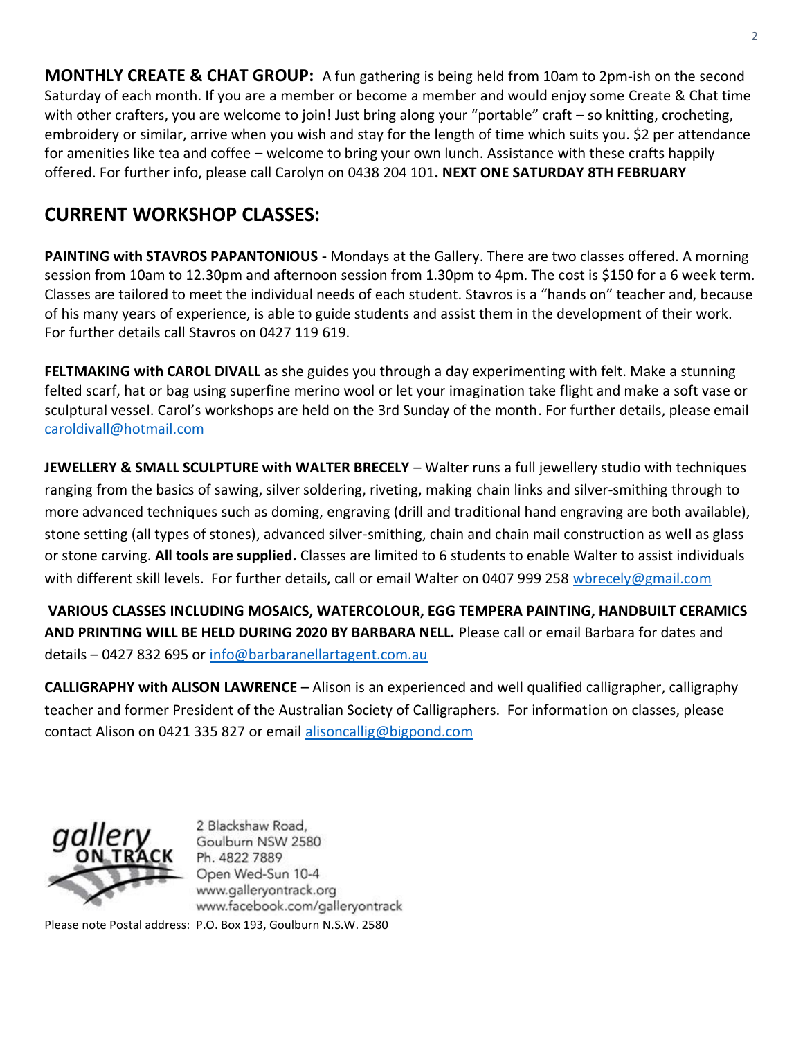**MONTHLY CREATE & CHAT GROUP:** A fun gathering is being held from 10am to 2pm-ish on the second Saturday of each month. If you are a member or become a member and would enjoy some Create & Chat time with other crafters, you are welcome to join! Just bring along your "portable" craft – so knitting, crocheting, embroidery or similar, arrive when you wish and stay for the length of time which suits you. $2 per attendance for amenities like tea and coffee – welcome to bring your own lunch. Assistance with these crafts happily offered. For further info, please call Carolyn on 0438 204 101**. NEXT ONE SATURDAY 8TH FEBRUARY**

## CURRENT WORKSHOP CLASSES:

**PAINTING with STAVROS PAPANTONIOUS -** Mondays at the Gallery. There are two classes offered. A morning session from 10am to 12.30pm and afternoon session from 1.30pm to 4pm. The cost is $150 for a 6 week term. Classes are tailored to meet the individual needs of each student. Stavros is a "hands on" teacher and, because of his many years of experience, is able to guide students and assist them in the development of their work. For further details call Stavros on 0427 119 619.

**FELTMAKING with CAROL DIVALL** as she guides you through a day experimenting with felt. Make a stunning felted scarf, hat or bag using superfine merino wool or let your imagination take flight and make a soft vase or sculptural vessel. Carol's workshops are held on the 3rd Sunday of the month. For further details, please email caroldivall@hotmail.com

**JEWELLERY & SMALL SCULPTURE with WALTER BRECELY** – Walter runs a full jewellery studio with techniques ranging from the basics of sawing, silver soldering, riveting, making chain links and silver-smithing through to more advanced techniques such as doming, engraving (drill and traditional hand engraving are both available), stone setting (all types of stones), advanced silver-smithing, chain and chain mail construction as well as glass or stone carving. **All tools are supplied.** Classes are limited to 6 students to enable Walter to assist individuals with different skill levels. For further details, call or email Walter on 0407 999 258 wbrecely@gmail.com

**VARIOUS CLASSES INCLUDING MOSAICS, WATERCOLOUR, EGG TEMPERA PAINTING, HANDBUILT CERAMICS AND PRINTING WILL BE HELD DURING 2020 BY BARBARA NELL.** Please call or email Barbara for dates and details – 0427 832 695 or info@barbaranellartagent.com.au

**CALLIGRAPHY with ALISON LAWRENCE** – Alison is an experienced and well qualified calligrapher, calligraphy teacher and former President of the Australian Society of Calligraphers. For information on classes, please contact Alison on 0421 335 827 or email alisoncallig@bigpond.com

gallery ON TRACK

2 Blackshaw Road,
Goulburn NSW 2580
Ph. 4822 7889
Open Wed-Sun 10-4
www.galleryontrack.org
www.facebook.com/galleryontrack

Please note Postal address: P.O. Box 193, Goulburn N.S.W. 2580